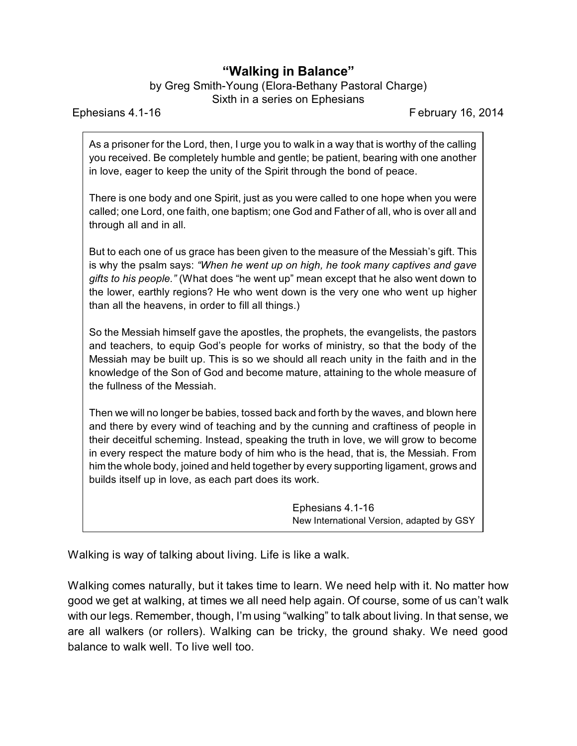# "Walking in Balance"

by Greg Smith-Young (Elora-Bethany Pastoral Charge)
Sixth in a series on Ephesians

Ephesians 4.1-16 February 16, 2014

> As a prisoner for the Lord, then, I urge you to walk in a way that is worthy of the calling you received. Be completely humble and gentle; be patient, bearing with one another in love, eager to keep the unity of the Spirit through the bond of peace.
>
> There is one body and one Spirit, just as you were called to one hope when you were called; one Lord, one faith, one baptism; one God and Father of all, who is over all and through all and in all.
>
> But to each one of us grace has been given to the measure of the Messiah's gift. This is why the psalm says: *"When he went up on high, he took many captives and gave gifts to his people."* (What does "he went up" mean except that he also went down to the lower, earthly regions? He who went down is the very one who went up higher than all the heavens, in order to fill all things.)
>
> So the Messiah himself gave the apostles, the prophets, the evangelists, the pastors and teachers, to equip God's people for works of ministry, so that the body of the Messiah may be built up. This is so we should all reach unity in the faith and in the knowledge of the Son of God and become mature, attaining to the whole measure of the fullness of the Messiah.
>
> Then we will no longer be babies, tossed back and forth by the waves, and blown here and there by every wind of teaching and by the cunning and craftiness of people in their deceitful scheming. Instead, speaking the truth in love, we will grow to become in every respect the mature body of him who is the head, that is, the Messiah. From him the whole body, joined and held together by every supporting ligament, grows and builds itself up in love, as each part does its work.
>
> Ephesians 4.1-16
> New International Version, adapted by GSY

Walking is way of talking about living. Life is like a walk.

Walking comes naturally, but it takes time to learn. We need help with it. No matter how good we get at walking, at times we all need help again. Of course, some of us can't walk with our legs. Remember, though, I'm using "walking" to talk about living. In that sense, we are all walkers (or rollers). Walking can be tricky, the ground shaky. We need good balance to walk well. To live well too.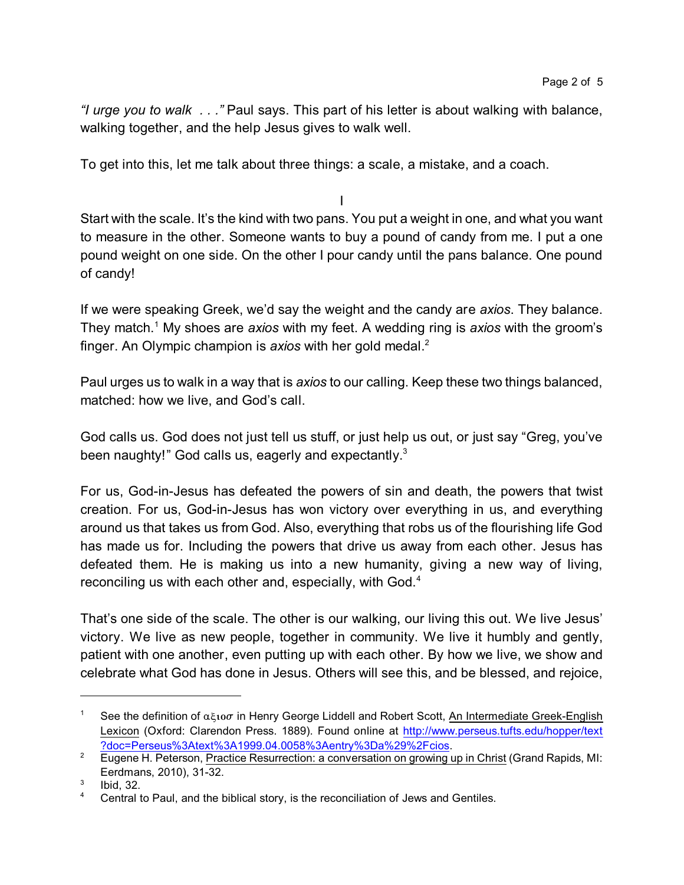*"I urge you to walk . . ."* Paul says. This part of his letter is about walking with balance, walking together, and the help Jesus gives to walk well.

To get into this, let me talk about three things: a scale, a mistake, and a coach.

I

Start with the scale. It's the kind with two pans. You put a weight in one, and what you want to measure in the other. Someone wants to buy a pound of candy from me. I put a one pound weight on one side. On the other I pour candy until the pans balance. One pound of candy!

If we were speaking Greek, we'd say the weight and the candy are *axios*. They balance. They match.[1] My shoes are *axios* with my feet. A wedding ring is *axios* with the groom's finger. An Olympic champion is *axios* with her gold medal.[2]

Paul urges us to walk in a way that is *axios* to our calling. Keep these two things balanced, matched: how we live, and God's call.

God calls us. God does not just tell us stuff, or just help us out, or just say "Greg, you've been naughty!" God calls us, eagerly and expectantly.[3]

For us, God-in-Jesus has defeated the powers of sin and death, the powers that twist creation. For us, God-in-Jesus has won victory over everything in us, and everything around us that takes us from God. Also, everything that robs us of the flourishing life God has made us for. Including the powers that drive us away from each other. Jesus has defeated them. He is making us into a new humanity, giving a new way of living, reconciling us with each other and, especially, with God.[4]

That's one side of the scale. The other is our walking, our living this out. We live Jesus' victory. We live as new people, together in community. We live it humbly and gently, patient with one another, even putting up with each other. By how we live, we show and celebrate what God has done in Jesus. Others will see this, and be blessed, and rejoice,

---

[1] See the definition of αξιοσ in Henry George Liddell and Robert Scott, An Intermediate Greek-English Lexicon (Oxford: Clarendon Press. 1889). Found online at http://www.perseus.tufts.edu/hopper/text?doc=Perseus%3Atext%3A1999.04.0058%3Aentry%3Da%29%2Fcios.

[2] Eugene H. Peterson, Practice Resurrection: a conversation on growing up in Christ (Grand Rapids, MI: Eerdmans, 2010), 31-32.

[3] Ibid, 32.

[4] Central to Paul, and the biblical story, is the reconciliation of Jews and Gentiles.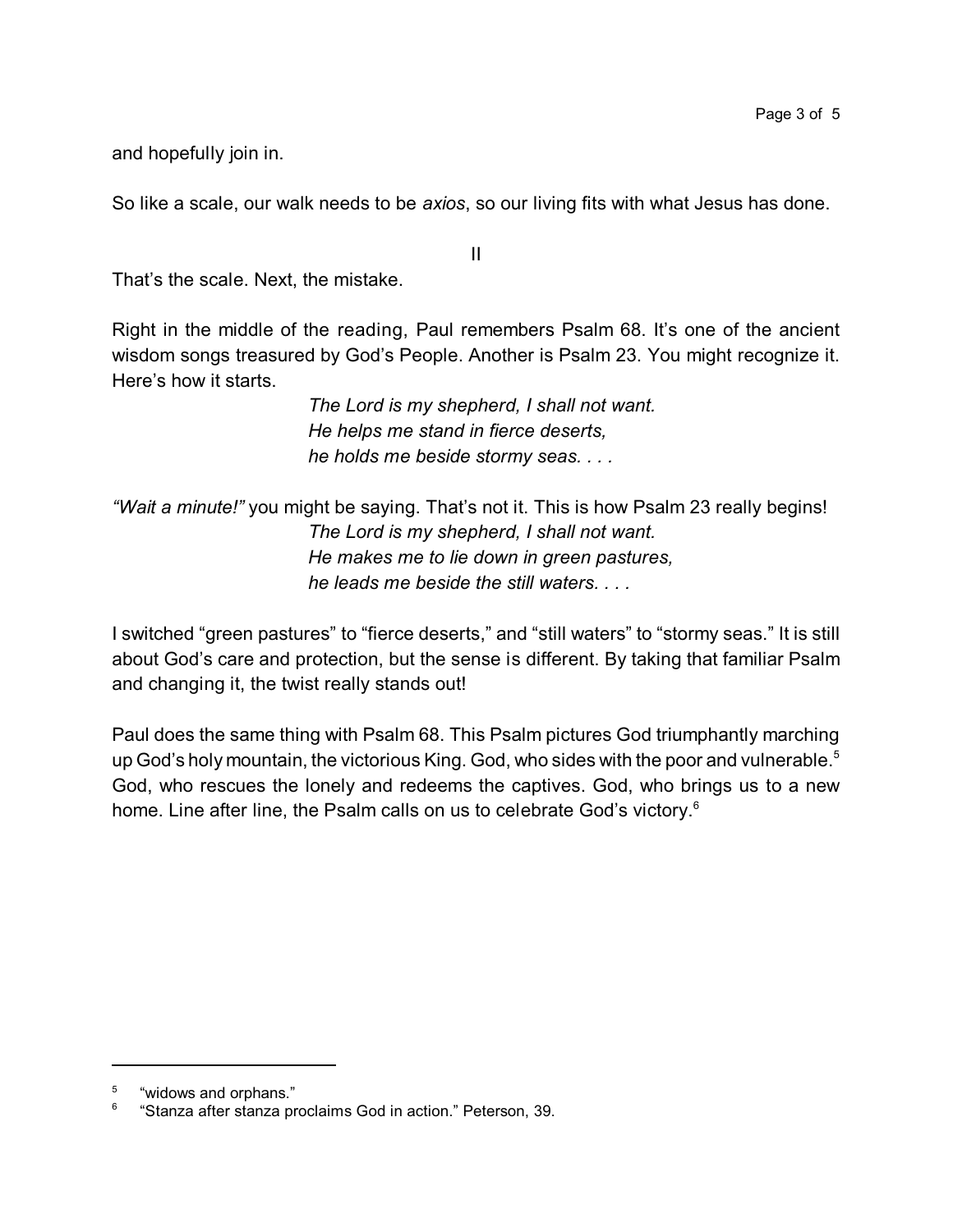and hopefully join in.

So like a scale, our walk needs to be *axios*, so our living fits with what Jesus has done.

II

That's the scale. Next, the mistake.

Right in the middle of the reading, Paul remembers Psalm 68. It's one of the ancient wisdom songs treasured by God's People. Another is Psalm 23. You might recognize it. Here's how it starts.

> *The Lord is my shepherd, I shall not want.*
> *He helps me stand in fierce deserts,*
> *he holds me beside stormy seas. . . .*

*"Wait a minute!"* you might be saying. That's not it. This is how Psalm 23 really begins!

> *The Lord is my shepherd, I shall not want.*
> *He makes me to lie down in green pastures,*
> *he leads me beside the still waters. . . .*

I switched "green pastures" to "fierce deserts," and "still waters" to "stormy seas." It is still about God's care and protection, but the sense is different. By taking that familiar Psalm and changing it, the twist really stands out!

Paul does the same thing with Psalm 68. This Psalm pictures God triumphantly marching up God's holy mountain, the victorious King. God, who sides with the poor and vulnerable.[5] God, who rescues the lonely and redeems the captives. God, who brings us to a new home. Line after line, the Psalm calls on us to celebrate God's victory.[6]

---

[5] "widows and orphans."

[6] "Stanza after stanza proclaims God in action." Peterson, 39.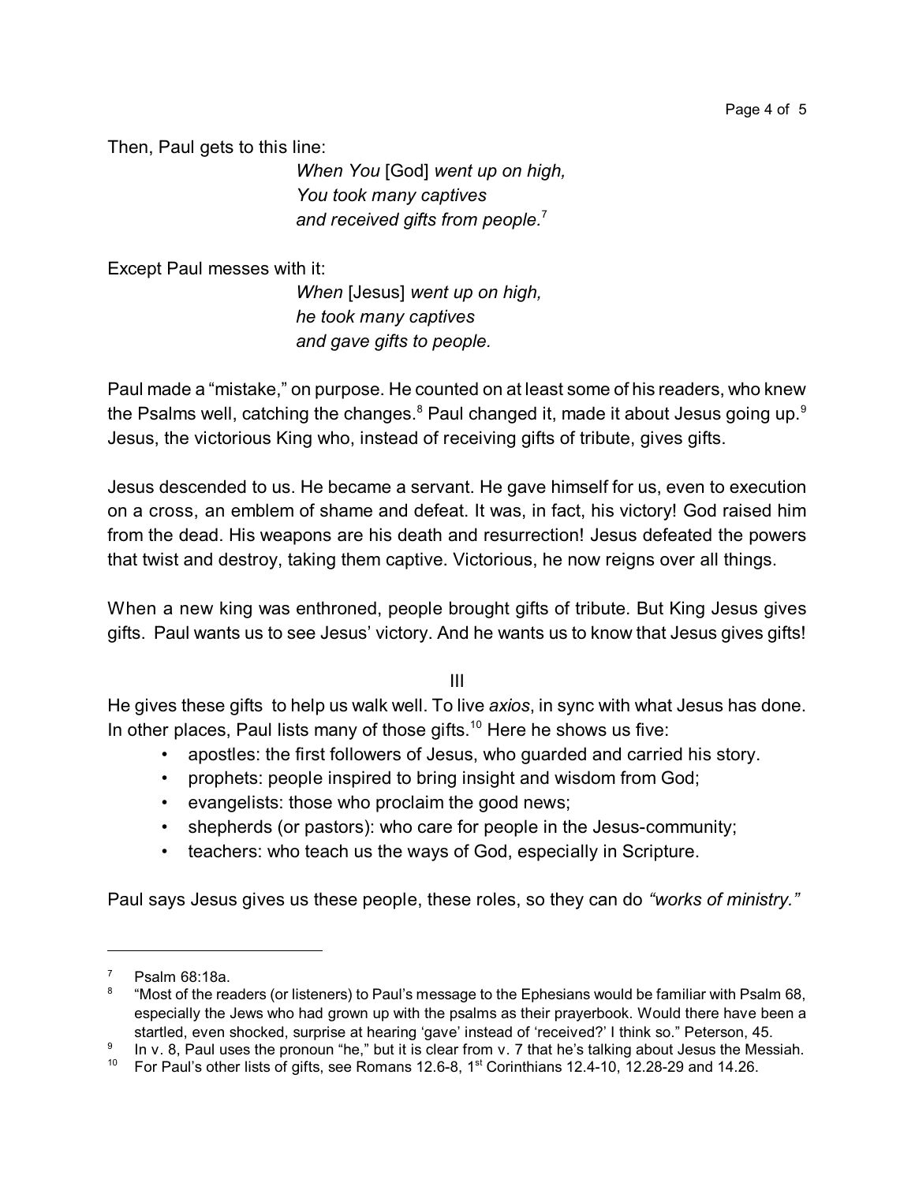Then, Paul gets to this line:

> *When You* [God] *went up on high,*
> *You took many captives*
> *and received gifts from people.*[7]

Except Paul messes with it:

> *When* [Jesus] *went up on high,*
> *he took many captives*
> *and gave gifts to people.*

Paul made a "mistake," on purpose. He counted on at least some of his readers, who knew the Psalms well, catching the changes.[8] Paul changed it, made it about Jesus going up.[9] Jesus, the victorious King who, instead of receiving gifts of tribute, gives gifts.

Jesus descended to us. He became a servant. He gave himself for us, even to execution on a cross, an emblem of shame and defeat. It was, in fact, his victory! God raised him from the dead. His weapons are his death and resurrection! Jesus defeated the powers that twist and destroy, taking them captive. Victorious, he now reigns over all things.

When a new king was enthroned, people brought gifts of tribute. But King Jesus gives gifts. Paul wants us to see Jesus' victory. And he wants us to know that Jesus gives gifts!

## III

He gives these gifts to help us walk well. To live *axios*, in sync with what Jesus has done. In other places, Paul lists many of those gifts.[10] Here he shows us five:

- apostles: the first followers of Jesus, who guarded and carried his story.
- prophets: people inspired to bring insight and wisdom from God;
- evangelists: those who proclaim the good news;
- shepherds (or pastors): who care for people in the Jesus-community;
- teachers: who teach us the ways of God, especially in Scripture.

Paul says Jesus gives us these people, these roles, so they can do *"works of ministry."*

---

[7] Psalm 68:18a.

[8] "Most of the readers (or listeners) to Paul's message to the Ephesians would be familiar with Psalm 68, especially the Jews who had grown up with the psalms as their prayerbook. Would there have been a startled, even shocked, surprise at hearing 'gave' instead of 'received?' I think so." Peterson, 45.

[9] In v. 8, Paul uses the pronoun "he," but it is clear from v. 7 that he's talking about Jesus the Messiah.

[10] For Paul's other lists of gifts, see Romans 12.6-8, 1st Corinthians 12.4-10, 12.28-29 and 14.26.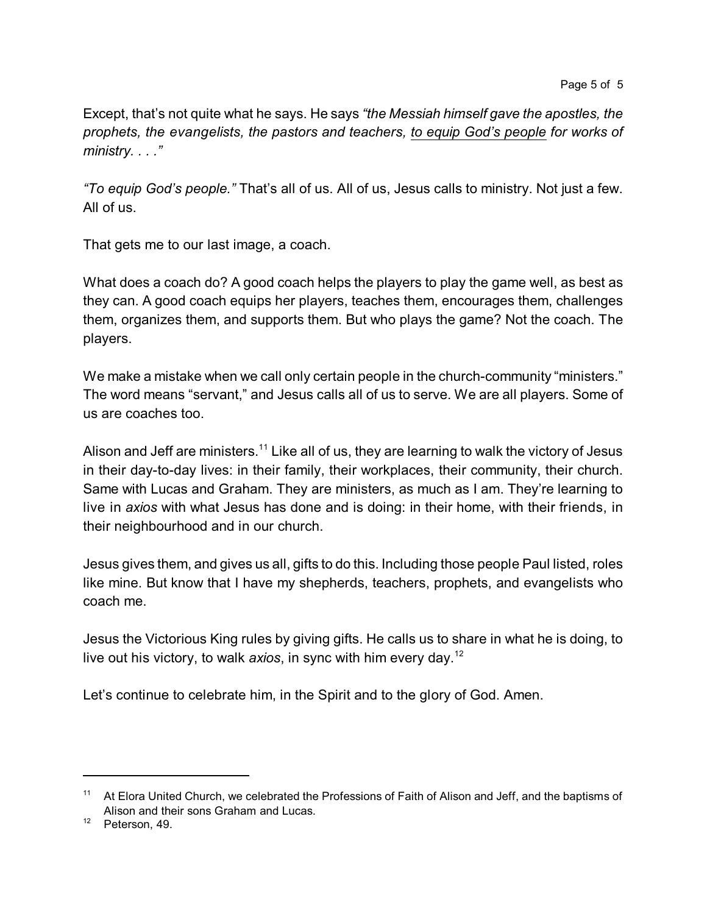Except, that's not quite what he says. He says *"the Messiah himself gave the apostles, the prophets, the evangelists, the pastors and teachers, to equip God's people for works of ministry. . . ."*

*"To equip God's people."* That's all of us. All of us, Jesus calls to ministry. Not just a few. All of us.

That gets me to our last image, a coach.

What does a coach do? A good coach helps the players to play the game well, as best as they can. A good coach equips her players, teaches them, encourages them, challenges them, organizes them, and supports them. But who plays the game? Not the coach. The players.

We make a mistake when we call only certain people in the church-community "ministers." The word means "servant," and Jesus calls all of us to serve. We are all players. Some of us are coaches too.

Alison and Jeff are ministers.[11] Like all of us, they are learning to walk the victory of Jesus in their day-to-day lives: in their family, their workplaces, their community, their church. Same with Lucas and Graham. They are ministers, as much as I am. They're learning to live in *axios* with what Jesus has done and is doing: in their home, with their friends, in their neighbourhood and in our church.

Jesus gives them, and gives us all, gifts to do this. Including those people Paul listed, roles like mine. But know that I have my shepherds, teachers, prophets, and evangelists who coach me.

Jesus the Victorious King rules by giving gifts. He calls us to share in what he is doing, to live out his victory, to walk *axios*, in sync with him every day.[12]

Let's continue to celebrate him, in the Spirit and to the glory of God. Amen.

---

[11] At Elora United Church, we celebrated the Professions of Faith of Alison and Jeff, and the baptisms of Alison and their sons Graham and Lucas.

[12] Peterson, 49.